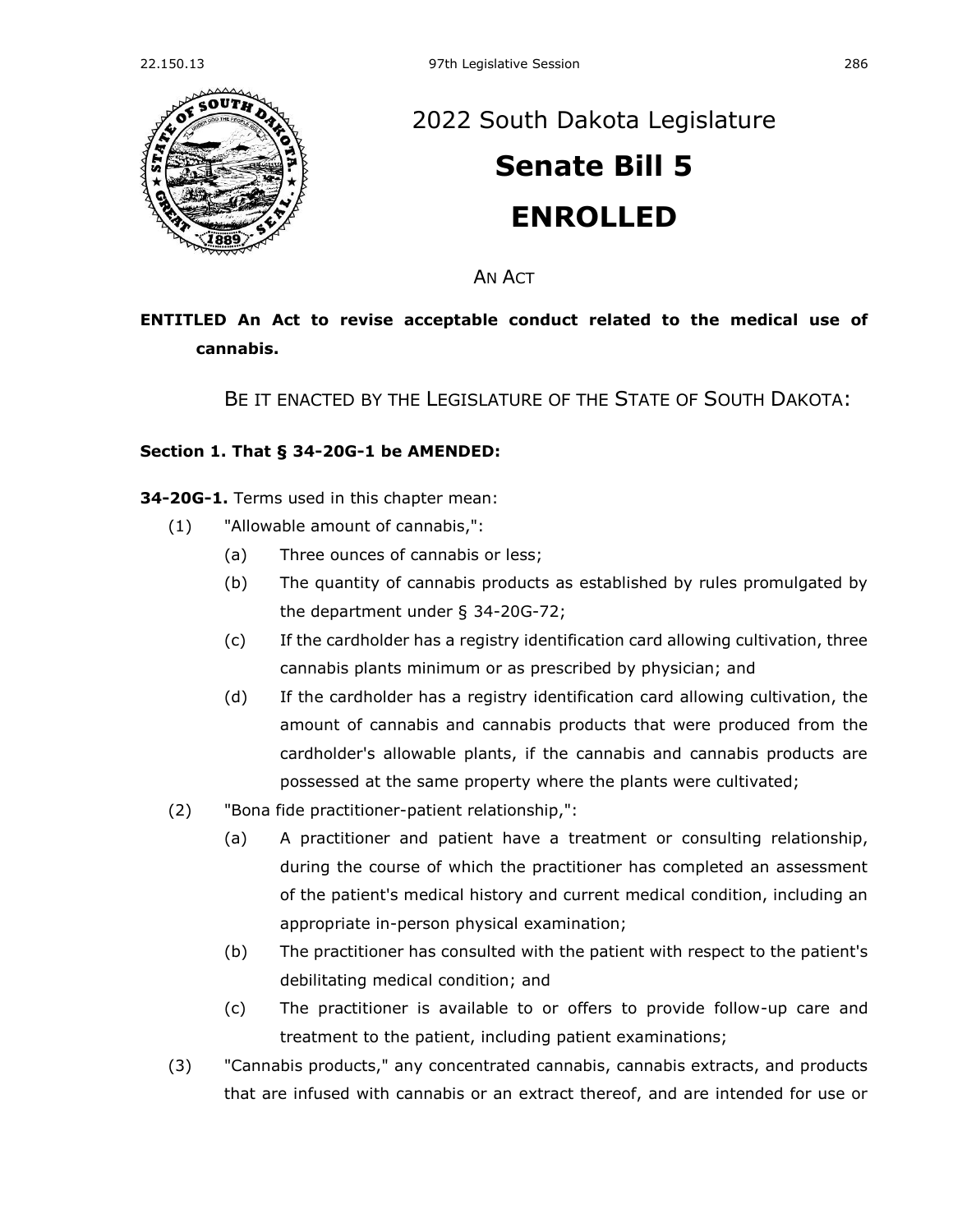# 2022 South Dakota Legislature

# Senate Bill 5

# ENROLLED

AN ACT

**ENTITLED An Act to revise acceptable conduct related to the medical use of cannabis.**

BE IT ENACTED BY THE LEGISLATURE OF THE STATE OF SOUTH DAKOTA:

**Section 1. That § 34-20G-1 be AMENDED:**

**34-20G-1.** Terms used in this chapter mean:

(1) "Allowable amount of cannabis,":

(a) Three ounces of cannabis or less;

(b) The quantity of cannabis products as established by rules promulgated by the department under § 34-20G-72;

(c) If the cardholder has a registry identification card allowing cultivation, three cannabis plants minimum or as prescribed by physician; and

(d) If the cardholder has a registry identification card allowing cultivation, the amount of cannabis and cannabis products that were produced from the cardholder's allowable plants, if the cannabis and cannabis products are possessed at the same property where the plants were cultivated;

(2) "Bona fide practitioner-patient relationship,":

(a) A practitioner and patient have a treatment or consulting relationship, during the course of which the practitioner has completed an assessment of the patient's medical history and current medical condition, including an appropriate in-person physical examination;

(b) The practitioner has consulted with the patient with respect to the patient's debilitating medical condition; and

(c) The practitioner is available to or offers to provide follow-up care and treatment to the patient, including patient examinations;

(3) "Cannabis products," any concentrated cannabis, cannabis extracts, and products that are infused with cannabis or an extract thereof, and are intended for use or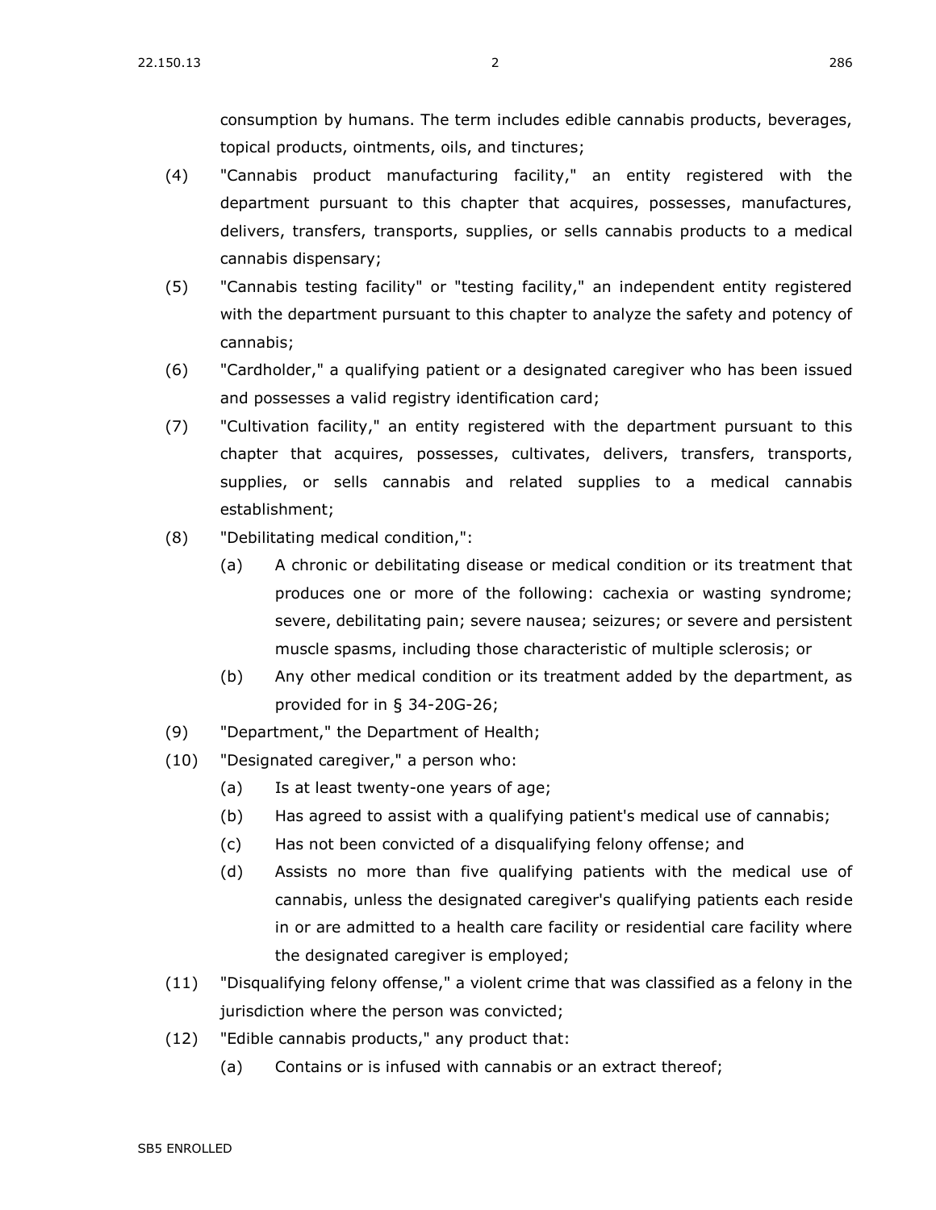consumption by humans. The term includes edible cannabis products, beverages, topical products, ointments, oils, and tinctures;

(4) "Cannabis product manufacturing facility," an entity registered with the department pursuant to this chapter that acquires, possesses, manufactures, delivers, transfers, transports, supplies, or sells cannabis products to a medical cannabis dispensary;

(5) "Cannabis testing facility" or "testing facility," an independent entity registered with the department pursuant to this chapter to analyze the safety and potency of cannabis;

(6) "Cardholder," a qualifying patient or a designated caregiver who has been issued and possesses a valid registry identification card;

(7) "Cultivation facility," an entity registered with the department pursuant to this chapter that acquires, possesses, cultivates, delivers, transfers, transports, supplies, or sells cannabis and related supplies to a medical cannabis establishment;

(8) "Debilitating medical condition,":

  (a) A chronic or debilitating disease or medical condition or its treatment that produces one or more of the following: cachexia or wasting syndrome; severe, debilitating pain; severe nausea; seizures; or severe and persistent muscle spasms, including those characteristic of multiple sclerosis; or

  (b) Any other medical condition or its treatment added by the department, as provided for in § 34-20G-26;

(9) "Department," the Department of Health;

(10) "Designated caregiver," a person who:

  (a) Is at least twenty-one years of age;

  (b) Has agreed to assist with a qualifying patient's medical use of cannabis;

  (c) Has not been convicted of a disqualifying felony offense; and

  (d) Assists no more than five qualifying patients with the medical use of cannabis, unless the designated caregiver's qualifying patients each reside in or are admitted to a health care facility or residential care facility where the designated caregiver is employed;

(11) "Disqualifying felony offense," a violent crime that was classified as a felony in the jurisdiction where the person was convicted;

(12) "Edible cannabis products," any product that:

  (a) Contains or is infused with cannabis or an extract thereof;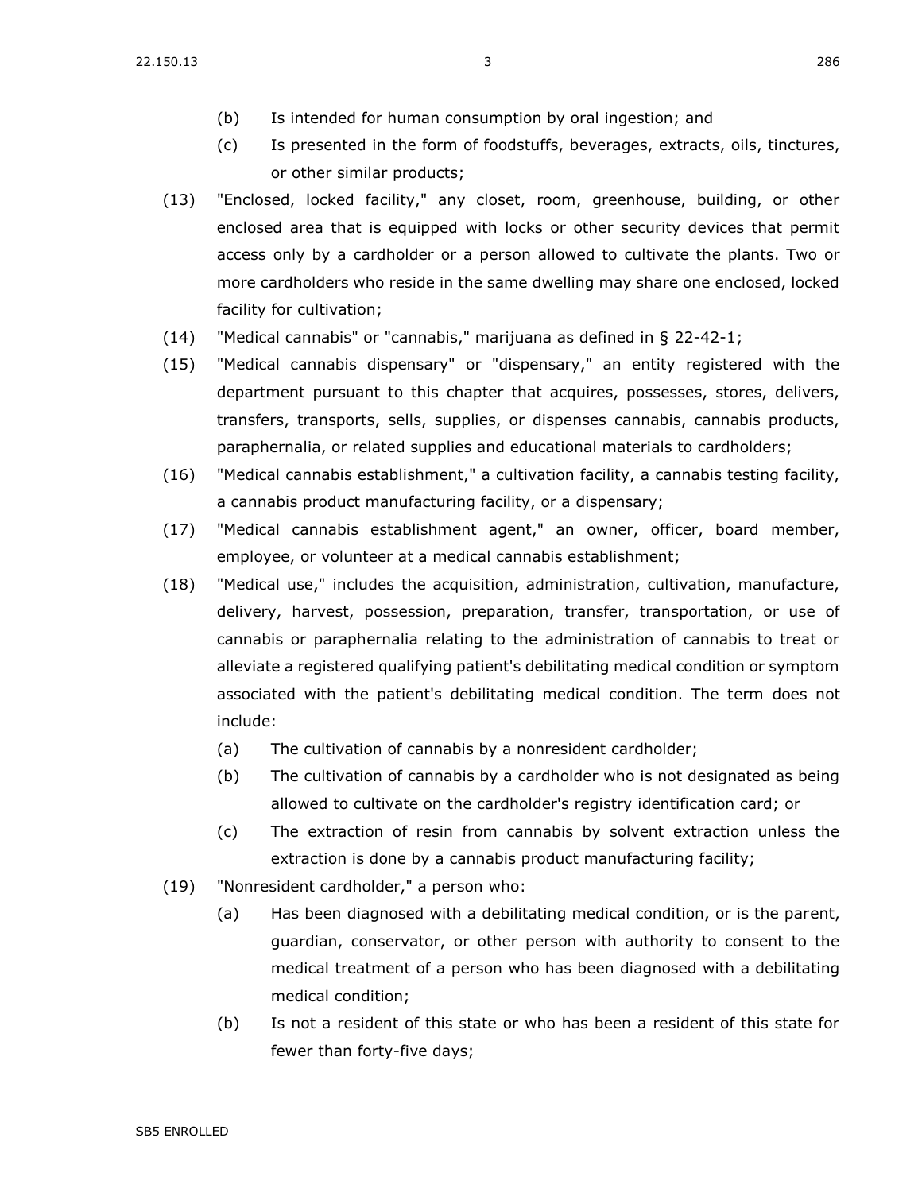(b) Is intended for human consumption by oral ingestion; and

(c) Is presented in the form of foodstuffs, beverages, extracts, oils, tinctures, or other similar products;

(13) "Enclosed, locked facility," any closet, room, greenhouse, building, or other enclosed area that is equipped with locks or other security devices that permit access only by a cardholder or a person allowed to cultivate the plants. Two or more cardholders who reside in the same dwelling may share one enclosed, locked facility for cultivation;

(14) "Medical cannabis" or "cannabis," marijuana as defined in § 22-42-1;

(15) "Medical cannabis dispensary" or "dispensary," an entity registered with the department pursuant to this chapter that acquires, possesses, stores, delivers, transfers, transports, sells, supplies, or dispenses cannabis, cannabis products, paraphernalia, or related supplies and educational materials to cardholders;

(16) "Medical cannabis establishment," a cultivation facility, a cannabis testing facility, a cannabis product manufacturing facility, or a dispensary;

(17) "Medical cannabis establishment agent," an owner, officer, board member, employee, or volunteer at a medical cannabis establishment;

(18) "Medical use," includes the acquisition, administration, cultivation, manufacture, delivery, harvest, possession, preparation, transfer, transportation, or use of cannabis or paraphernalia relating to the administration of cannabis to treat or alleviate a registered qualifying patient's debilitating medical condition or symptom associated with the patient's debilitating medical condition. The term does not include:

(a) The cultivation of cannabis by a nonresident cardholder;

(b) The cultivation of cannabis by a cardholder who is not designated as being allowed to cultivate on the cardholder's registry identification card; or

(c) The extraction of resin from cannabis by solvent extraction unless the extraction is done by a cannabis product manufacturing facility;

(19) "Nonresident cardholder," a person who:

(a) Has been diagnosed with a debilitating medical condition, or is the parent, guardian, conservator, or other person with authority to consent to the medical treatment of a person who has been diagnosed with a debilitating medical condition;

(b) Is not a resident of this state or who has been a resident of this state for fewer than forty-five days;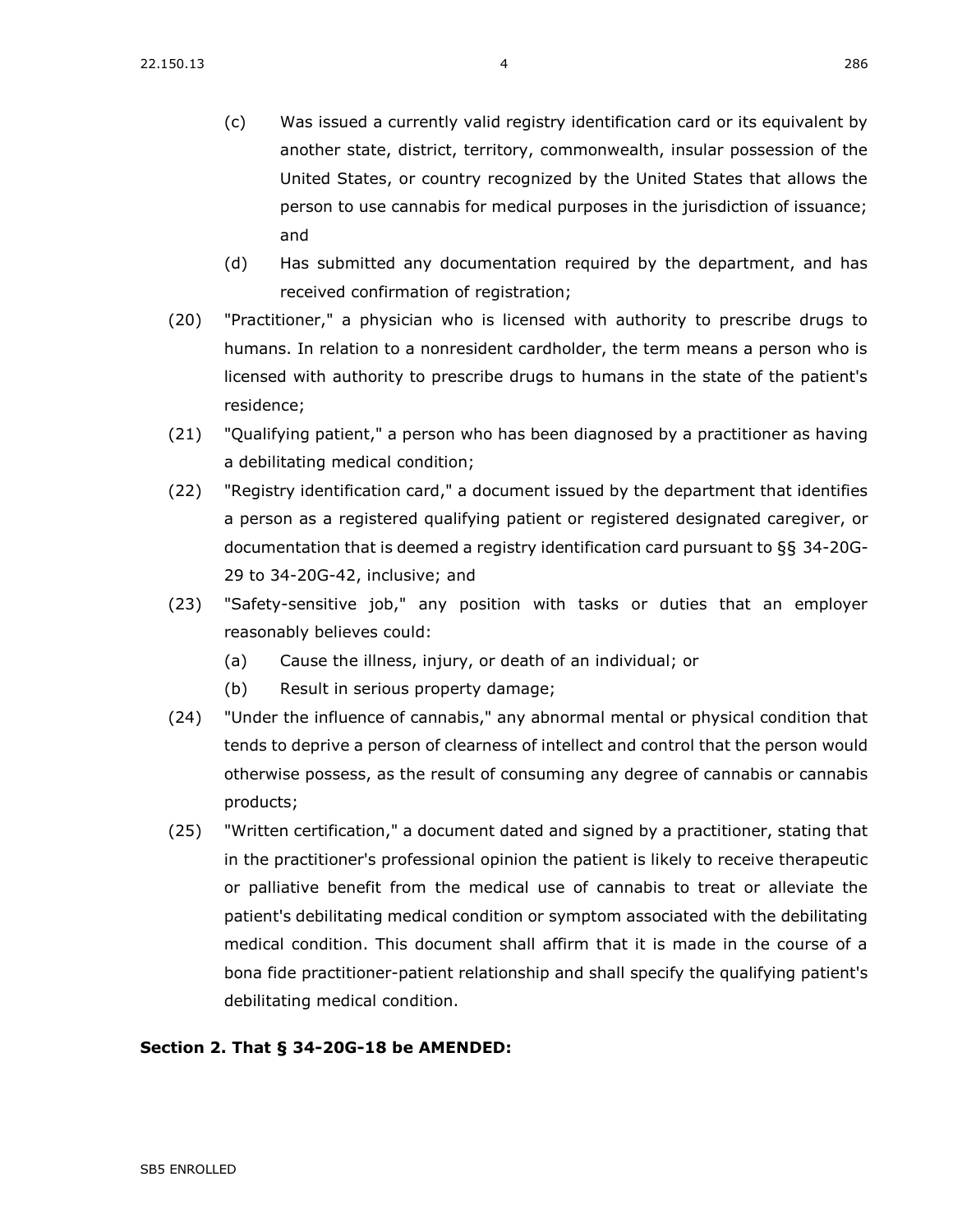(c) Was issued a currently valid registry identification card or its equivalent by another state, district, territory, commonwealth, insular possession of the United States, or country recognized by the United States that allows the person to use cannabis for medical purposes in the jurisdiction of issuance; and

(d) Has submitted any documentation required by the department, and has received confirmation of registration;

(20) "Practitioner," a physician who is licensed with authority to prescribe drugs to humans. In relation to a nonresident cardholder, the term means a person who is licensed with authority to prescribe drugs to humans in the state of the patient's residence;

(21) "Qualifying patient," a person who has been diagnosed by a practitioner as having a debilitating medical condition;

(22) "Registry identification card," a document issued by the department that identifies a person as a registered qualifying patient or registered designated caregiver, or documentation that is deemed a registry identification card pursuant to §§ 34-20G-29 to 34-20G-42, inclusive; and

(23) "Safety-sensitive job," any position with tasks or duties that an employer reasonably believes could:

(a) Cause the illness, injury, or death of an individual; or

(b) Result in serious property damage;

(24) "Under the influence of cannabis," any abnormal mental or physical condition that tends to deprive a person of clearness of intellect and control that the person would otherwise possess, as the result of consuming any degree of cannabis or cannabis products;

(25) "Written certification," a document dated and signed by a practitioner, stating that in the practitioner's professional opinion the patient is likely to receive therapeutic or palliative benefit from the medical use of cannabis to treat or alleviate the patient's debilitating medical condition or symptom associated with the debilitating medical condition. This document shall affirm that it is made in the course of a bona fide practitioner-patient relationship and shall specify the qualifying patient's debilitating medical condition.

**Section 2. That § 34-20G-18 be AMENDED:**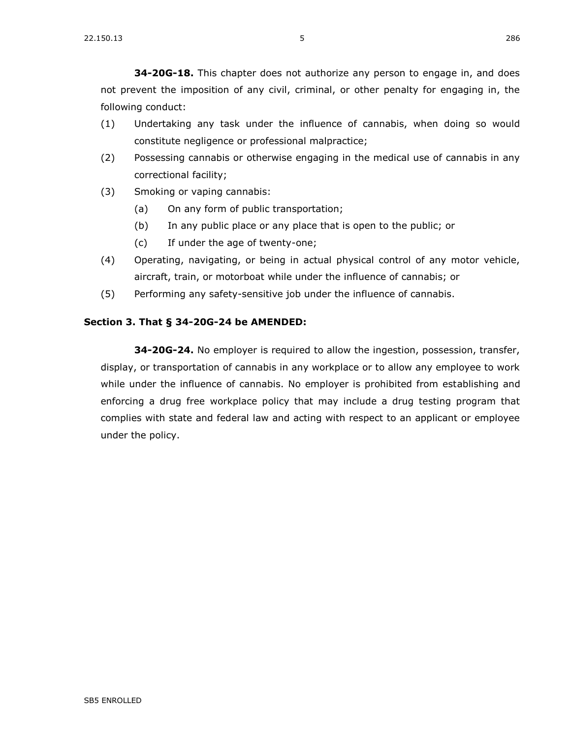**34-20G-18.** This chapter does not authorize any person to engage in, and does not prevent the imposition of any civil, criminal, or other penalty for engaging in, the following conduct:

(1) Undertaking any task under the influence of cannabis, when doing so would constitute negligence or professional malpractice;

(2) Possessing cannabis or otherwise engaging in the medical use of cannabis in any correctional facility;

(3) Smoking or vaping cannabis:

  (a) On any form of public transportation;

  (b) In any public place or any place that is open to the public; or

  (c) If under the age of twenty-one;

(4) Operating, navigating, or being in actual physical control of any motor vehicle, aircraft, train, or motorboat while under the influence of cannabis; or

(5) Performing any safety-sensitive job under the influence of cannabis.

**Section 3. That § 34-20G-24 be AMENDED:**

**34-20G-24.** No employer is required to allow the ingestion, possession, transfer, display, or transportation of cannabis in any workplace or to allow any employee to work while under the influence of cannabis. No employer is prohibited from establishing and enforcing a drug free workplace policy that may include a drug testing program that complies with state and federal law and acting with respect to an applicant or employee under the policy.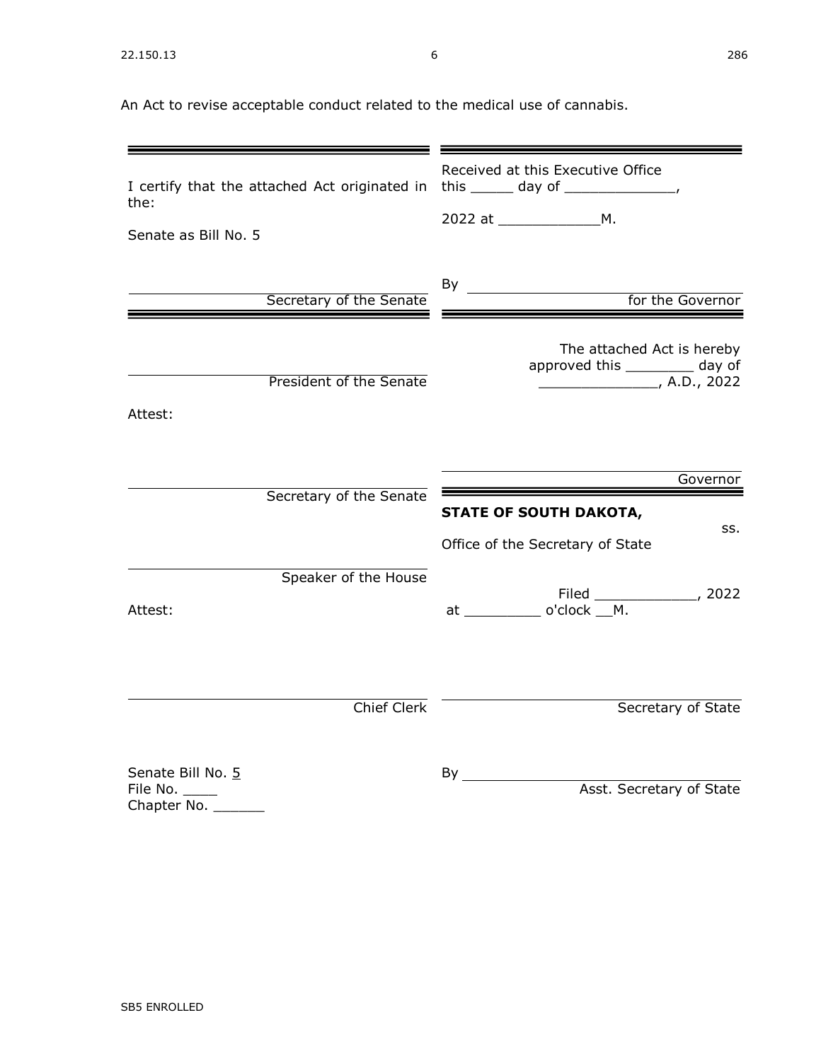An Act to revise acceptable conduct related to the medical use of cannabis.

I certify that the attached Act originated in the:

Senate as Bill No. 5

Secretary of the Senate

President of the Senate

Attest:

Secretary of the Senate

Speaker of the House

Attest:

Chief Clerk

Senate Bill No. 5
File No. ____
Chapter No. ______

Received at this Executive Office this _____ day of _____________,

2022 at ____________M.

By ____________________
for the Governor

The attached Act is hereby approved this ________ day of ______________, A.D., 2022

Governor

**STATE OF SOUTH DAKOTA,**

ss.

Office of the Secretary of State

Filed ____________, 2022 at _________ o'clock __M.

Secretary of State

By ____________________
Asst. Secretary of State

SB5 ENROLLED